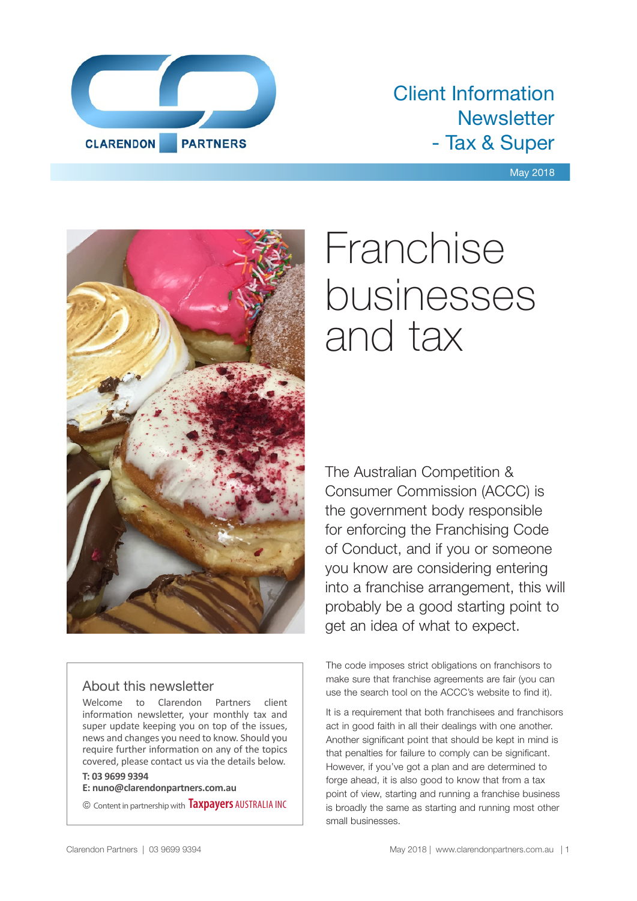CLARENDON PARTNERS

Client Information Newsletter - Tax & Super

May 2018

# Franchise businesses and tax

The Australian Competition & Consumer Commission (ACCC) is the government body responsible for enforcing the Franchising Code of Conduct, and if you or someone you know are considering entering into a franchise arrangement, this will probably be a good starting point to get an idea of what to expect.

The code imposes strict obligations on franchisors to make sure that franchise agreements are fair (you can use the search tool on the ACCC's website to find it).

It is a requirement that both franchisees and franchisors act in good faith in all their dealings with one another. Another significant point that should be kept in mind is that penalties for failure to comply can be significant. However, if you've got a plan and are determined to forge ahead, it is also good to know that from a tax point of view, starting and running a franchise business is broadly the same as starting and running most other small businesses.

## About this newsletter

Welcome to Clarendon Partners client information newsletter, your monthly tax and super update keeping you on top of the issues, news and changes you need to know. Should you require further information on any of the topics covered, please contact us via the details below.

**T: 03 9699 9394**

**E: nuno@clarendonpartners.com.au**

© Content in partnership with Taxpayers AUSTRALIA INC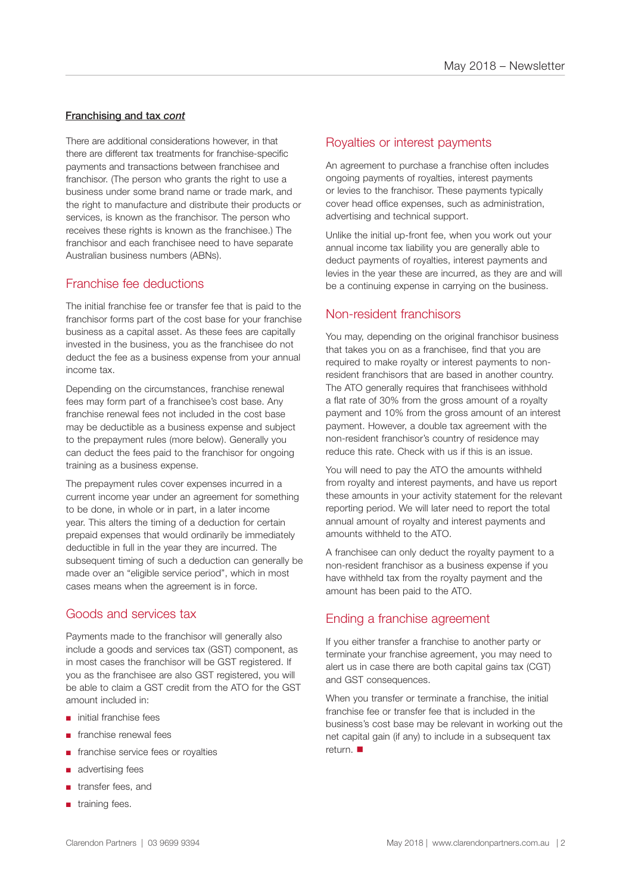**Franchising and tax *cont***

There are additional considerations however, in that there are different tax treatments for franchise-specific payments and transactions between franchisee and franchisor. (The person who grants the right to use a business under some brand name or trade mark, and the right to manufacture and distribute their products or services, is known as the franchisor. The person who receives these rights is known as the franchisee.) The franchisor and each franchisee need to have separate Australian business numbers (ABNs).

## Franchise fee deductions

The initial franchise fee or transfer fee that is paid to the franchisor forms part of the cost base for your franchise business as a capital asset. As these fees are capitally invested in the business, you as the franchisee do not deduct the fee as a business expense from your annual income tax.

Depending on the circumstances, franchise renewal fees may form part of a franchisee's cost base. Any franchise renewal fees not included in the cost base may be deductible as a business expense and subject to the prepayment rules (more below). Generally you can deduct the fees paid to the franchisor for ongoing training as a business expense.

The prepayment rules cover expenses incurred in a current income year under an agreement for something to be done, in whole or in part, in a later income year. This alters the timing of a deduction for certain prepaid expenses that would ordinarily be immediately deductible in full in the year they are incurred. The subsequent timing of such a deduction can generally be made over an "eligible service period", which in most cases means when the agreement is in force.

## Goods and services tax

Payments made to the franchisor will generally also include a goods and services tax (GST) component, as in most cases the franchisor will be GST registered. If you as the franchisee are also GST registered, you will be able to claim a GST credit from the ATO for the GST amount included in:

- initial franchise fees
- franchise renewal fees
- franchise service fees or royalties
- advertising fees
- transfer fees, and
- training fees.

## Royalties or interest payments

An agreement to purchase a franchise often includes ongoing payments of royalties, interest payments or levies to the franchisor. These payments typically cover head office expenses, such as administration, advertising and technical support.

Unlike the initial up-front fee, when you work out your annual income tax liability you are generally able to deduct payments of royalties, interest payments and levies in the year these are incurred, as they are and will be a continuing expense in carrying on the business.

## Non-resident franchisors

You may, depending on the original franchisor business that takes you on as a franchisee, find that you are required to make royalty or interest payments to non-resident franchisors that are based in another country. The ATO generally requires that franchisees withhold a flat rate of 30% from the gross amount of a royalty payment and 10% from the gross amount of an interest payment. However, a double tax agreement with the non-resident franchisor's country of residence may reduce this rate. Check with us if this is an issue.

You will need to pay the ATO the amounts withheld from royalty and interest payments, and have us report these amounts in your activity statement for the relevant reporting period. We will later need to report the total annual amount of royalty and interest payments and amounts withheld to the ATO.

A franchisee can only deduct the royalty payment to a non-resident franchisor as a business expense if you have withheld tax from the royalty payment and the amount has been paid to the ATO.

## Ending a franchise agreement

If you either transfer a franchise to another party or terminate your franchise agreement, you may need to alert us in case there are both capital gains tax (CGT) and GST consequences.

When you transfer or terminate a franchise, the initial franchise fee or transfer fee that is included in the business's cost base may be relevant in working out the net capital gain (if any) to include in a subsequent tax return. ■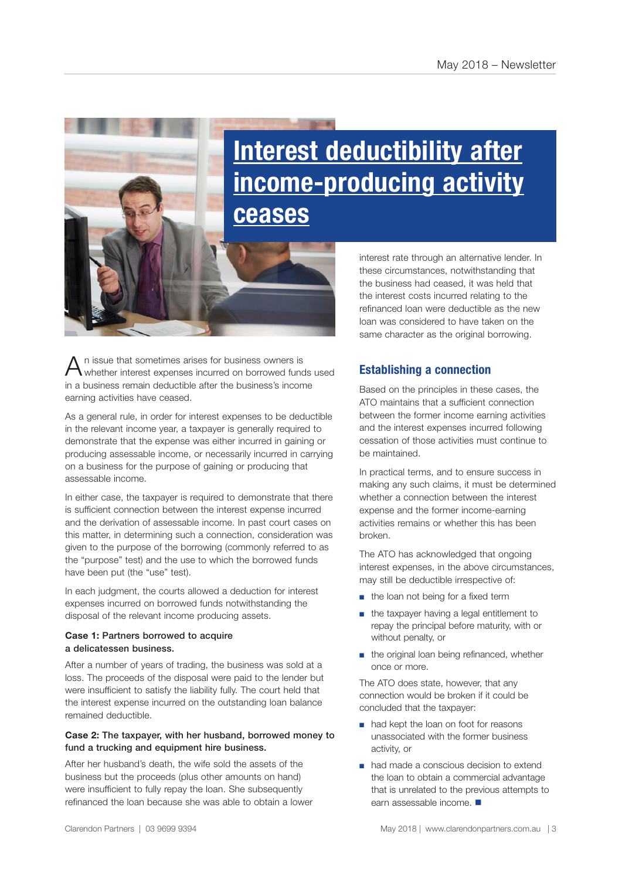# Interest deductibility after income-producing activity ceases

An issue that sometimes arises for business owners is whether interest expenses incurred on borrowed funds used in a business remain deductible after the business's income earning activities have ceased.

As a general rule, in order for interest expenses to be deductible in the relevant income year, a taxpayer is generally required to demonstrate that the expense was either incurred in gaining or producing assessable income, or necessarily incurred in carrying on a business for the purpose of gaining or producing that assessable income.

In either case, the taxpayer is required to demonstrate that there is sufficient connection between the interest expense incurred and the derivation of assessable income. In past court cases on this matter, in determining such a connection, consideration was given to the purpose of the borrowing (commonly referred to as the "purpose" test) and the use to which the borrowed funds have been put (the "use" test).

In each judgment, the courts allowed a deduction for interest expenses incurred on borrowed funds notwithstanding the disposal of the relevant income producing assets.

**Case 1:** Partners borrowed to acquire a delicatessen business.

After a number of years of trading, the business was sold at a loss. The proceeds of the disposal were paid to the lender but were insufficient to satisfy the liability fully. The court held that the interest expense incurred on the outstanding loan balance remained deductible.

**Case 2: The taxpayer, with her husband, borrowed money to fund a trucking and equipment hire business.**

After her husband's death, the wife sold the assets of the business but the proceeds (plus other amounts on hand) were insufficient to fully repay the loan. She subsequently refinanced the loan because she was able to obtain a lower interest rate through an alternative lender. In these circumstances, notwithstanding that the business had ceased, it was held that the interest costs incurred relating to the refinanced loan were deductible as the new loan was considered to have taken on the same character as the original borrowing.

## Establishing a connection

Based on the principles in these cases, the ATO maintains that a sufficient connection between the former income earning activities and the interest expenses incurred following cessation of those activities must continue to be maintained.

In practical terms, and to ensure success in making any such claims, it must be determined whether a connection between the interest expense and the former income-earning activities remains or whether this has been broken.

The ATO has acknowledged that ongoing interest expenses, in the above circumstances, may still be deductible irrespective of:

- the loan not being for a fixed term
- the taxpayer having a legal entitlement to repay the principal before maturity, with or without penalty, or
- the original loan being refinanced, whether once or more.

The ATO does state, however, that any connection would be broken if it could be concluded that the taxpayer:

- had kept the loan on foot for reasons unassociated with the former business activity, or
- had made a conscious decision to extend the loan to obtain a commercial advantage that is unrelated to the previous attempts to earn assessable income. ■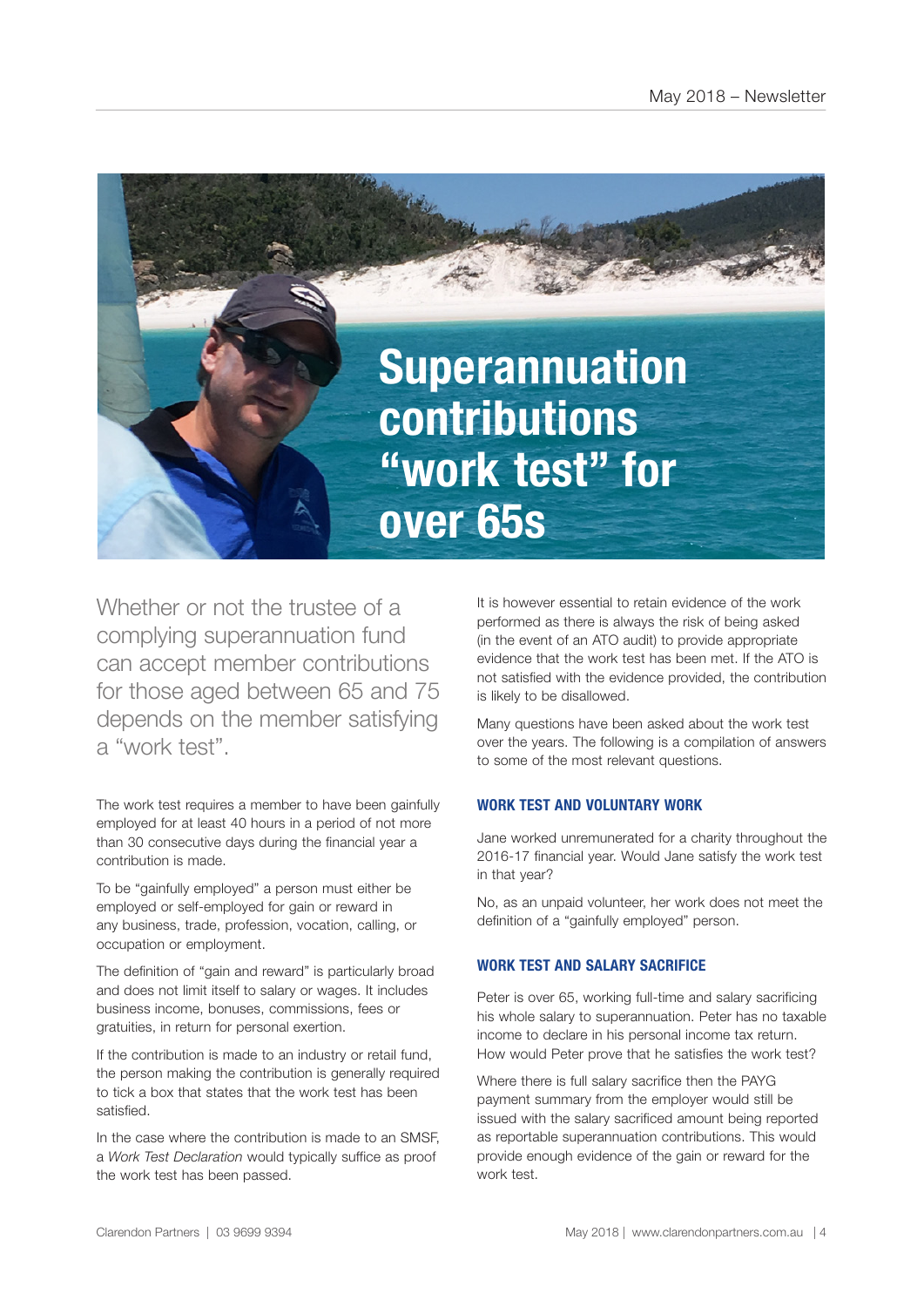# Superannuation contributions "work test" for over 65s

Whether or not the trustee of a complying superannuation fund can accept member contributions for those aged between 65 and 75 depends on the member satisfying a "work test".

The work test requires a member to have been gainfully employed for at least 40 hours in a period of not more than 30 consecutive days during the financial year a contribution is made.

To be "gainfully employed" a person must either be employed or self-employed for gain or reward in any business, trade, profession, vocation, calling, or occupation or employment.

The definition of "gain and reward" is particularly broad and does not limit itself to salary or wages. It includes business income, bonuses, commissions, fees or gratuities, in return for personal exertion.

If the contribution is made to an industry or retail fund, the person making the contribution is generally required to tick a box that states that the work test has been satisfied.

In the case where the contribution is made to an SMSF, a *Work Test Declaration* would typically suffice as proof the work test has been passed.

It is however essential to retain evidence of the work performed as there is always the risk of being asked (in the event of an ATO audit) to provide appropriate evidence that the work test has been met. If the ATO is not satisfied with the evidence provided, the contribution is likely to be disallowed.

Many questions have been asked about the work test over the years. The following is a compilation of answers to some of the most relevant questions.

## WORK TEST AND VOLUNTARY WORK

Jane worked unremunerated for a charity throughout the 2016-17 financial year. Would Jane satisfy the work test in that year?

No, as an unpaid volunteer, her work does not meet the definition of a "gainfully employed" person.

## WORK TEST AND SALARY SACRIFICE

Peter is over 65, working full-time and salary sacrificing his whole salary to superannuation. Peter has no taxable income to declare in his personal income tax return. How would Peter prove that he satisfies the work test?

Where there is full salary sacrifice then the PAYG payment summary from the employer would still be issued with the salary sacrificed amount being reported as reportable superannuation contributions. This would provide enough evidence of the gain or reward for the work test.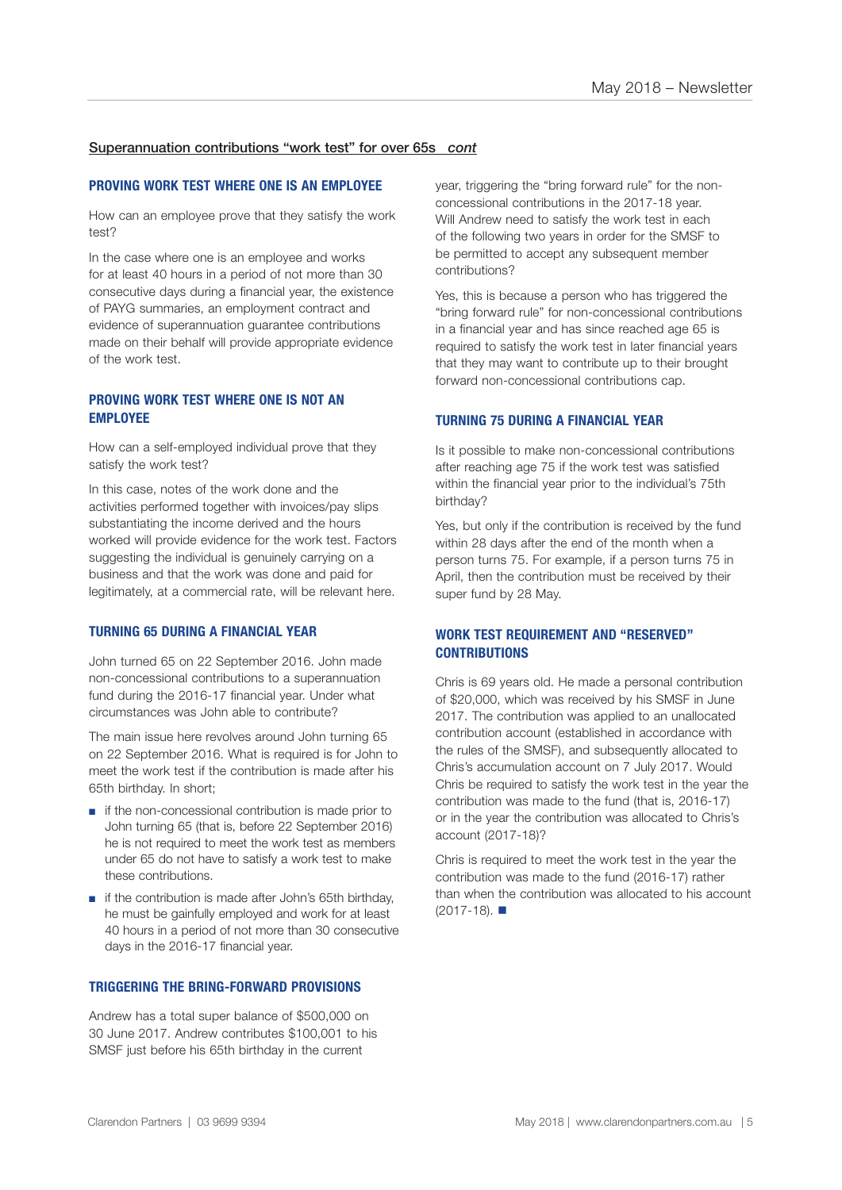## Superannuation contributions "work test" for over 65s *cont*

### PROVING WORK TEST WHERE ONE IS AN EMPLOYEE

How can an employee prove that they satisfy the work test?

In the case where one is an employee and works for at least 40 hours in a period of not more than 30 consecutive days during a financial year, the existence of PAYG summaries, an employment contract and evidence of superannuation guarantee contributions made on their behalf will provide appropriate evidence of the work test.

### PROVING WORK TEST WHERE ONE IS NOT AN EMPLOYEE

How can a self-employed individual prove that they satisfy the work test?

In this case, notes of the work done and the activities performed together with invoices/pay slips substantiating the income derived and the hours worked will provide evidence for the work test. Factors suggesting the individual is genuinely carrying on a business and that the work was done and paid for legitimately, at a commercial rate, will be relevant here.

### TURNING 65 DURING A FINANCIAL YEAR

John turned 65 on 22 September 2016. John made non-concessional contributions to a superannuation fund during the 2016-17 financial year. Under what circumstances was John able to contribute?

The main issue here revolves around John turning 65 on 22 September 2016. What is required is for John to meet the work test if the contribution is made after his 65th birthday. In short;

- if the non-concessional contribution is made prior to John turning 65 (that is, before 22 September 2016) he is not required to meet the work test as members under 65 do not have to satisfy a work test to make these contributions.
- if the contribution is made after John's 65th birthday, he must be gainfully employed and work for at least 40 hours in a period of not more than 30 consecutive days in the 2016-17 financial year.

### TRIGGERING THE BRING-FORWARD PROVISIONS

Andrew has a total super balance of $500,000 on 30 June 2017. Andrew contributes $100,001 to his SMSF just before his 65th birthday in the current year, triggering the "bring forward rule" for the non-concessional contributions in the 2017-18 year. Will Andrew need to satisfy the work test in each of the following two years in order for the SMSF to be permitted to accept any subsequent member contributions?

Yes, this is because a person who has triggered the "bring forward rule" for non-concessional contributions in a financial year and has since reached age 65 is required to satisfy the work test in later financial years that they may want to contribute up to their brought forward non-concessional contributions cap.

### TURNING 75 DURING A FINANCIAL YEAR

Is it possible to make non-concessional contributions after reaching age 75 if the work test was satisfied within the financial year prior to the individual's 75th birthday?

Yes, but only if the contribution is received by the fund within 28 days after the end of the month when a person turns 75. For example, if a person turns 75 in April, then the contribution must be received by their super fund by 28 May.

### WORK TEST REQUIREMENT AND "RESERVED" CONTRIBUTIONS

Chris is 69 years old. He made a personal contribution of $20,000, which was received by his SMSF in June 2017. The contribution was applied to an unallocated contribution account (established in accordance with the rules of the SMSF), and subsequently allocated to Chris's accumulation account on 7 July 2017. Would Chris be required to satisfy the work test in the year the contribution was made to the fund (that is, 2016-17) or in the year the contribution was allocated to Chris's account (2017-18)?

Chris is required to meet the work test in the year the contribution was made to the fund (2016-17) rather than when the contribution was allocated to his account (2017-18). ■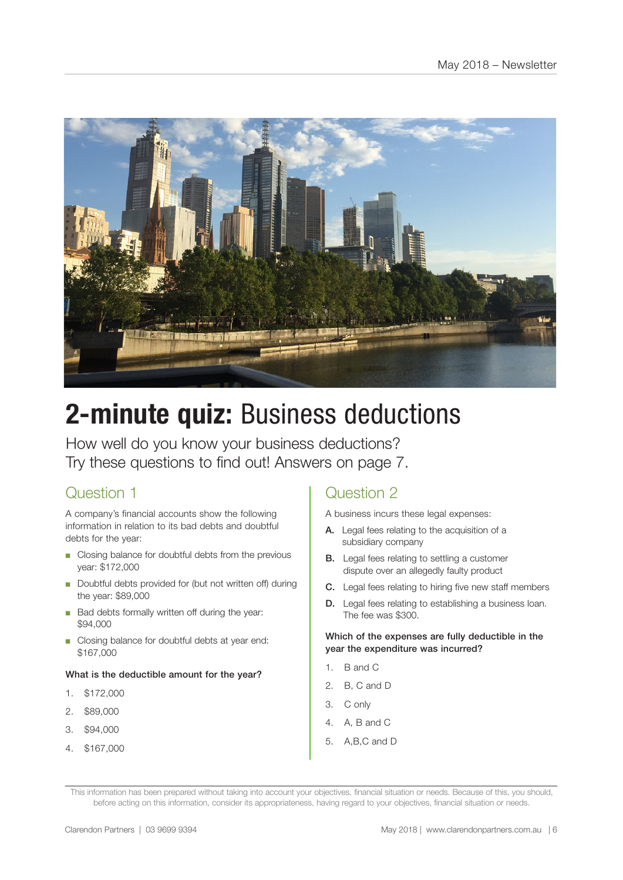# **2-minute quiz:** Business deductions

How well do you know your business deductions?
Try these questions to find out! Answers on page 7.

## Question 1

A company's financial accounts show the following information in relation to its bad debts and doubtful debts for the year:

- Closing balance for doubtful debts from the previous year: $172,000
- Doubtful debts provided for (but not written off) during the year: $89,000
- Bad debts formally written off during the year: $94,000
- Closing balance for doubtful debts at year end: $167,000

**What is the deductible amount for the year?**

1. $172,000
2. $89,000
3. $94,000
4. $167,000

## Question 2

A business incurs these legal expenses:

**A.** Legal fees relating to the acquisition of a subsidiary company

**B.** Legal fees relating to settling a customer dispute over an allegedly faulty product

**C.** Legal fees relating to hiring five new staff members

**D.** Legal fees relating to establishing a business loan. The fee was $300.

**Which of the expenses are fully deductible in the year the expenditure was incurred?**

1. B and C
2. B, C and D
3. C only
4. A, B and C
5. A,B,C and D

This information has been prepared without taking into account your objectives, financial situation or needs. Because of this, you should, before acting on this information, consider its appropriateness, having regard to your objectives, financial situation or needs.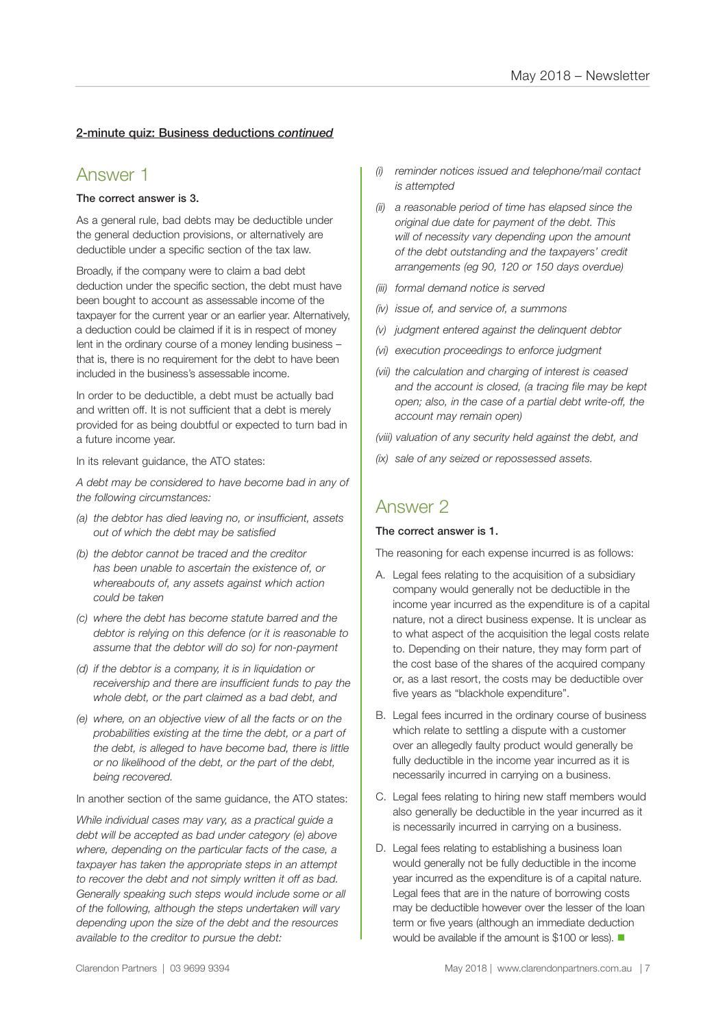**2-minute quiz: Business deductions *continued***

## Answer 1

**The correct answer is 3.**

As a general rule, bad debts may be deductible under the general deduction provisions, or alternatively are deductible under a specific section of the tax law.

Broadly, if the company were to claim a bad debt deduction under the specific section, the debt must have been bought to account as assessable income of the taxpayer for the current year or an earlier year. Alternatively, a deduction could be claimed if it is in respect of money lent in the ordinary course of a money lending business – that is, there is no requirement for the debt to have been included in the business's assessable income.

In order to be deductible, a debt must be actually bad and written off. It is not sufficient that a debt is merely provided for as being doubtful or expected to turn bad in a future income year.

In its relevant guidance, the ATO states:

*A debt may be considered to have become bad in any of the following circumstances:*

- *(a) the debtor has died leaving no, or insufficient, assets out of which the debt may be satisfied*
- *(b) the debtor cannot be traced and the creditor has been unable to ascertain the existence of, or whereabouts of, any assets against which action could be taken*
- *(c) where the debt has become statute barred and the debtor is relying on this defence (or it is reasonable to assume that the debtor will do so) for non-payment*
- *(d) if the debtor is a company, it is in liquidation or receivership and there are insufficient funds to pay the whole debt, or the part claimed as a bad debt, and*
- *(e) where, on an objective view of all the facts or on the probabilities existing at the time the debt, or a part of the debt, is alleged to have become bad, there is little or no likelihood of the debt, or the part of the debt, being recovered.*

In another section of the same guidance, the ATO states:

*While individual cases may vary, as a practical guide a debt will be accepted as bad under category (e) above where, depending on the particular facts of the case, a taxpayer has taken the appropriate steps in an attempt to recover the debt and not simply written it off as bad. Generally speaking such steps would include some or all of the following, although the steps undertaken will vary depending upon the size of the debt and the resources available to the creditor to pursue the debt:*

- *(i) reminder notices issued and telephone/mail contact is attempted*
- *(ii) a reasonable period of time has elapsed since the original due date for payment of the debt. This will of necessity vary depending upon the amount of the debt outstanding and the taxpayers' credit arrangements (eg 90, 120 or 150 days overdue)*
- *(iii) formal demand notice is served*
- *(iv) issue of, and service of, a summons*
- *(v) judgment entered against the delinquent debtor*
- *(vi) execution proceedings to enforce judgment*
- *(vii) the calculation and charging of interest is ceased and the account is closed, (a tracing file may be kept open; also, in the case of a partial debt write-off, the account may remain open)*
- *(viii) valuation of any security held against the debt, and*
- *(ix) sale of any seized or repossessed assets.*

## Answer 2

**The correct answer is 1.**

The reasoning for each expense incurred is as follows:

A. Legal fees relating to the acquisition of a subsidiary company would generally not be deductible in the income year incurred as the expenditure is of a capital nature, not a direct business expense. It is unclear as to what aspect of the acquisition the legal costs relate to. Depending on their nature, they may form part of the cost base of the shares of the acquired company or, as a last resort, the costs may be deductible over five years as "blackhole expenditure".

B. Legal fees incurred in the ordinary course of business which relate to settling a dispute with a customer over an allegedly faulty product would generally be fully deductible in the income year incurred as it is necessarily incurred in carrying on a business.

C. Legal fees relating to hiring new staff members would also generally be deductible in the year incurred as it is necessarily incurred in carrying on a business.

D. Legal fees relating to establishing a business loan would generally not be fully deductible in the income year incurred as the expenditure is of a capital nature. Legal fees that are in the nature of borrowing costs may be deductible however over the lesser of the loan term or five years (although an immediate deduction would be available if the amount is $100 or less). ■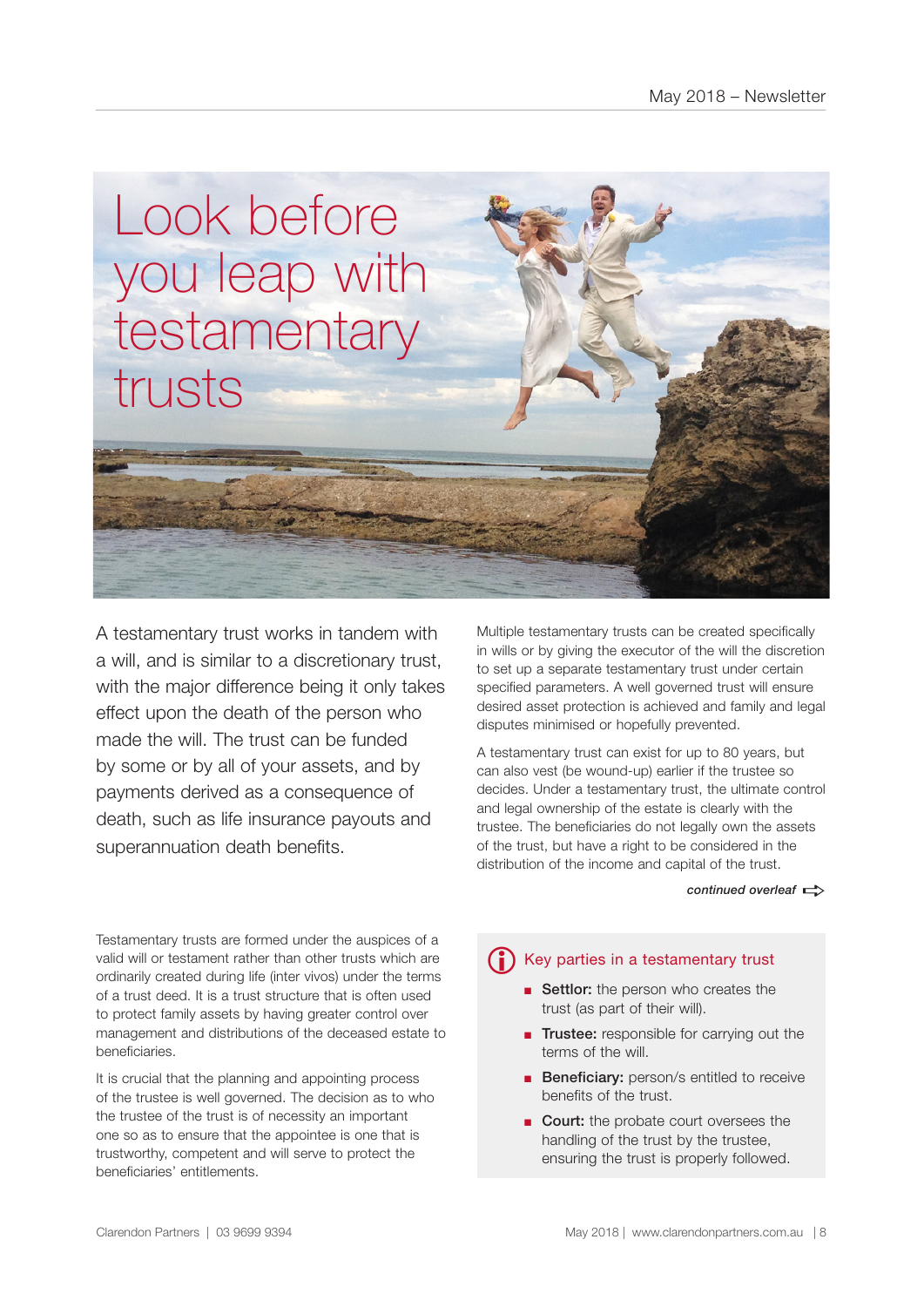# Look before you leap with testamentary trusts

A testamentary trust works in tandem with a will, and is similar to a discretionary trust, with the major difference being it only takes effect upon the death of the person who made the will. The trust can be funded by some or by all of your assets, and by payments derived as a consequence of death, such as life insurance payouts and superannuation death benefits.

Multiple testamentary trusts can be created specifically in wills or by giving the executor of the will the discretion to set up a separate testamentary trust under certain specified parameters. A well governed trust will ensure desired asset protection is achieved and family and legal disputes minimised or hopefully prevented.

A testamentary trust can exist for up to 80 years, but can also vest (be wound-up) earlier if the trustee so decides. Under a testamentary trust, the ultimate control and legal ownership of the estate is clearly with the trustee. The beneficiaries do not legally own the assets of the trust, but have a right to be considered in the distribution of the income and capital of the trust.

*continued overleaf*

Testamentary trusts are formed under the auspices of a valid will or testament rather than other trusts which are ordinarily created during life (inter vivos) under the terms of a trust deed. It is a trust structure that is often used to protect family assets by having greater control over management and distributions of the deceased estate to beneficiaries.

It is crucial that the planning and appointing process of the trustee is well governed. The decision as to who the trustee of the trust is of necessity an important one so as to ensure that the appointee is one that is trustworthy, competent and will serve to protect the beneficiaries' entitlements.

## Key parties in a testamentary trust

- **Settlor:** the person who creates the trust (as part of their will).
- **Trustee:** responsible for carrying out the terms of the will.
- **Beneficiary:** person/s entitled to receive benefits of the trust.
- **Court:** the probate court oversees the handling of the trust by the trustee, ensuring the trust is properly followed.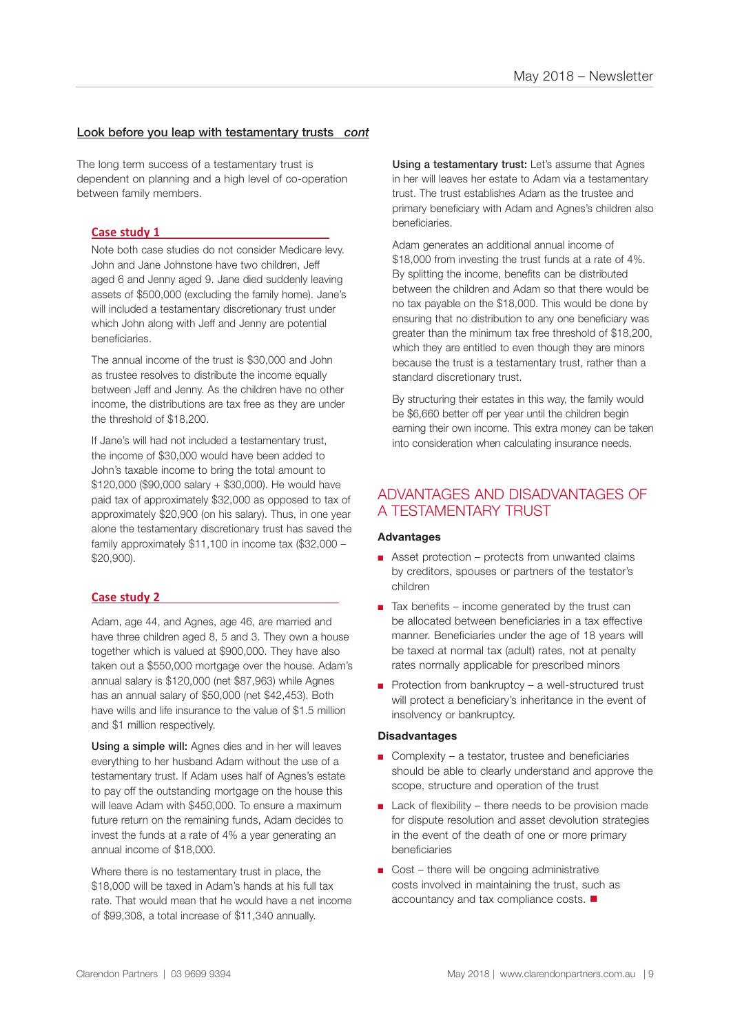## Look before you leap with testamentary trusts *cont*

The long term success of a testamentary trust is dependent on planning and a high level of co-operation between family members.

### Case study 1

Note both case studies do not consider Medicare levy. John and Jane Johnstone have two children, Jeff aged 6 and Jenny aged 9. Jane died suddenly leaving assets of $500,000 (excluding the family home). Jane's will included a testamentary discretionary trust under which John along with Jeff and Jenny are potential beneficiaries.

The annual income of the trust is $30,000 and John as trustee resolves to distribute the income equally between Jeff and Jenny. As the children have no other income, the distributions are tax free as they are under the threshold of $18,200.

If Jane's will had not included a testamentary trust, the income of $30,000 would have been added to John's taxable income to bring the total amount to $120,000 ($90,000 salary + $30,000). He would have paid tax of approximately $32,000 as opposed to tax of approximately $20,900 (on his salary). Thus, in one year alone the testamentary discretionary trust has saved the family approximately $11,100 in income tax ($32,000 – $20,900).

### Case study 2

Adam, age 44, and Agnes, age 46, are married and have three children aged 8, 5 and 3. They own a house together which is valued at $900,000. They have also taken out a $550,000 mortgage over the house. Adam's annual salary is $120,000 (net $87,963) while Agnes has an annual salary of $50,000 (net $42,453). Both have wills and life insurance to the value of $1.5 million and $1 million respectively.

**Using a simple will:** Agnes dies and in her will leaves everything to her husband Adam without the use of a testamentary trust. If Adam uses half of Agnes's estate to pay off the outstanding mortgage on the house this will leave Adam with $450,000. To ensure a maximum future return on the remaining funds, Adam decides to invest the funds at a rate of 4% a year generating an annual income of $18,000.

Where there is no testamentary trust in place, the $18,000 will be taxed in Adam's hands at his full tax rate. That would mean that he would have a net income of $99,308, a total increase of $11,340 annually.

**Using a testamentary trust:** Let's assume that Agnes in her will leaves her estate to Adam via a testamentary trust. The trust establishes Adam as the trustee and primary beneficiary with Adam and Agnes's children also beneficiaries.

Adam generates an additional annual income of $18,000 from investing the trust funds at a rate of 4%. By splitting the income, benefits can be distributed between the children and Adam so that there would be no tax payable on the $18,000. This would be done by ensuring that no distribution to any one beneficiary was greater than the minimum tax free threshold of $18,200, which they are entitled to even though they are minors because the trust is a testamentary trust, rather than a standard discretionary trust.

By structuring their estates in this way, the family would be $6,660 better off per year until the children begin earning their own income. This extra money can be taken into consideration when calculating insurance needs.

## ADVANTAGES AND DISADVANTAGES OF A TESTAMENTARY TRUST

### Advantages

- Asset protection – protects from unwanted claims by creditors, spouses or partners of the testator's children
- Tax benefits – income generated by the trust can be allocated between beneficiaries in a tax effective manner. Beneficiaries under the age of 18 years will be taxed at normal tax (adult) rates, not at penalty rates normally applicable for prescribed minors
- Protection from bankruptcy – a well-structured trust will protect a beneficiary's inheritance in the event of insolvency or bankruptcy.

### Disadvantages

- Complexity – a testator, trustee and beneficiaries should be able to clearly understand and approve the scope, structure and operation of the trust
- Lack of flexibility – there needs to be provision made for dispute resolution and asset devolution strategies in the event of the death of one or more primary beneficiaries
- Cost – there will be ongoing administrative costs involved in maintaining the trust, such as accountancy and tax compliance costs. ■